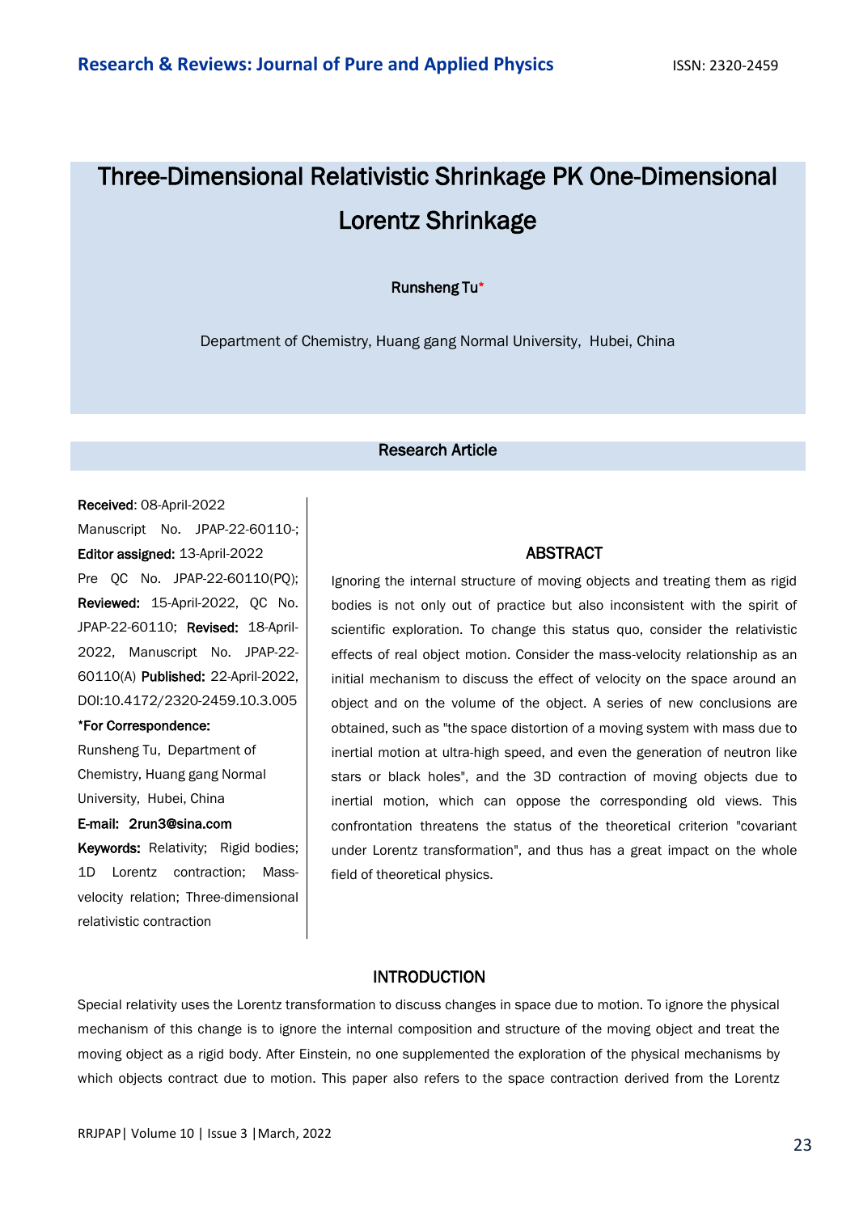// Research & Reviews: Journal of Pure and Applied Physics — ISSN: 2320-2459

# Three-Dimensional Relativistic Shrinkage PK One-Dimensional Lorentz Shrinkage

**Runsheng Tu***

Department of Chemistry, Huang gang Normal University, Hubei, China

## Research Article

**Received**: 08-April-2022 Manuscript No. JPAP-22-60110-; **Editor assigned:** 13-April-2022 Pre QC No. JPAP-22-60110(PQ); **Reviewed:** 15-April-2022, QC No. JPAP-22-60110; **Revised:** 18-April-2022, Manuscript No. JPAP-22-60110(A) **Published:** 22-April-2022, DOI:10.4172/2320-2459.10.3.005

***For Correspondence:**

Runsheng Tu, Department of Chemistry, Huang gang Normal University, Hubei, China

**E-mail: 2run3@sina.com**

**Keywords:** Relativity; Rigid bodies; 1D Lorentz contraction; Mass-velocity relation; Three-dimensional relativistic contraction

## ABSTRACT

Ignoring the internal structure of moving objects and treating them as rigid bodies is not only out of practice but also inconsistent with the spirit of scientific exploration. To change this status quo, consider the relativistic effects of real object motion. Consider the mass-velocity relationship as an initial mechanism to discuss the effect of velocity on the space around an object and on the volume of the object. A series of new conclusions are obtained, such as "the space distortion of a moving system with mass due to inertial motion at ultra-high speed, and even the generation of neutron like stars or black holes", and the 3D contraction of moving objects due to inertial motion, which can oppose the corresponding old views. This confrontation threatens the status of the theoretical criterion "covariant under Lorentz transformation", and thus has a great impact on the whole field of theoretical physics.

## INTRODUCTION

Special relativity uses the Lorentz transformation to discuss changes in space due to motion. To ignore the physical mechanism of this change is to ignore the internal composition and structure of the moving object and treat the moving object as a rigid body. After Einstein, no one supplemented the exploration of the physical mechanisms by which objects contract due to motion. This paper also refers to the space contraction derived from the Lorentz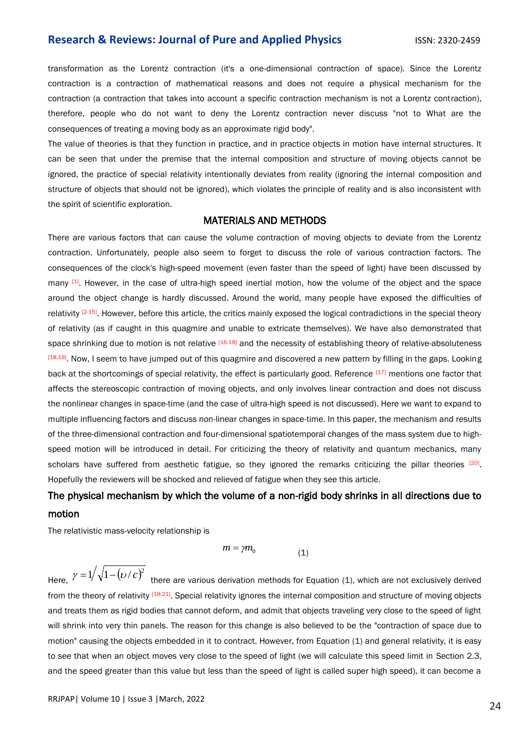transformation as the Lorentz contraction (it's a one-dimensional contraction of space). Since the Lorentz contraction is a contraction of mathematical reasons and does not require a physical mechanism for the contraction (a contraction that takes into account a specific contraction mechanism is not a Lorentz contraction), therefore, people who do not want to deny the Lorentz contraction never discuss "not to What are the consequences of treating a moving body as an approximate rigid body".

The value of theories is that they function in practice, and in practice objects in motion have internal structures. It can be seen that under the premise that the internal composition and structure of moving objects cannot be ignored, the practice of special relativity intentionally deviates from reality (ignoring the internal composition and structure of objects that should not be ignored), which violates the principle of reality and is also inconsistent with the spirit of scientific exploration.

## MATERIALS AND METHODS

There are various factors that can cause the volume contraction of moving objects to deviate from the Lorentz contraction. Unfortunately, people also seem to forget to discuss the role of various contraction factors. The consequences of the clock's high-speed movement (even faster than the speed of light) have been discussed by many [1]. However, in the case of ultra-high speed inertial motion, how the volume of the object and the space around the object change is hardly discussed. Around the world, many people have exposed the difficulties of relativity [2-15]. However, before this article, the critics mainly exposed the logical contradictions in the special theory of relativity (as if caught in this quagmire and unable to extricate themselves). We have also demonstrated that space shrinking due to motion is not relative [16-18] and the necessity of establishing theory of relative-absoluteness [18,19]. Now, I seem to have jumped out of this quagmire and discovered a new pattern by filling in the gaps. Looking back at the shortcomings of special relativity, the effect is particularly good. Reference [17] mentions one factor that affects the stereoscopic contraction of moving objects, and only involves linear contraction and does not discuss the nonlinear changes in space-time (and the case of ultra-high speed is not discussed). Here we want to expand to multiple influencing factors and discuss non-linear changes in space-time. In this paper, the mechanism and results of the three-dimensional contraction and four-dimensional spatiotemporal changes of the mass system due to high-speed motion will be introduced in detail. For criticizing the theory of relativity and quantum mechanics, many scholars have suffered from aesthetic fatigue, so they ignored the remarks criticizing the pillar theories [20]. Hopefully the reviewers will be shocked and relieved of fatigue when they see this article.

### The physical mechanism by which the volume of a non-rigid body shrinks in all directions due to motion

The relativistic mass-velocity relationship is

$$m = \gamma m_0 \qquad (1)$$

Here, $\gamma = 1\big/\sqrt{1-(\upsilon/c)^2}$ there are various derivation methods for Equation (1), which are not exclusively derived from the theory of relativity [18-21]. Special relativity ignores the internal composition and structure of moving objects and treats them as rigid bodies that cannot deform, and admit that objects traveling very close to the speed of light will shrink into very thin panels. The reason for this change is also believed to be the "contraction of space due to motion" causing the objects embedded in it to contract. However, from Equation (1) and general relativity, it is easy to see that when an object moves very close to the speed of light (we will calculate this speed limit in Section 2.3, and the speed greater than this value but less than the speed of light is called super high speed), it can become a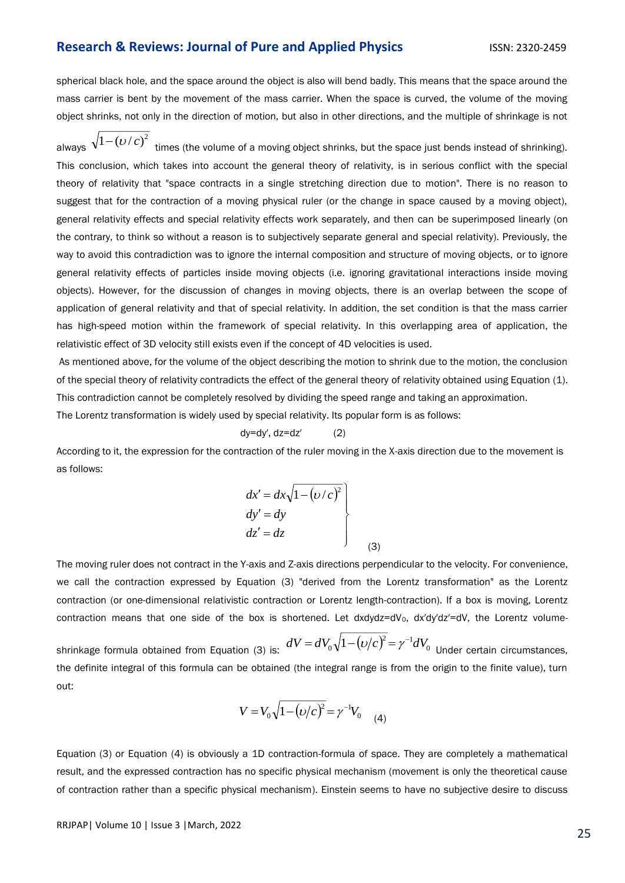spherical black hole, and the space around the object is also will bend badly. This means that the space around the mass carrier is bent by the movement of the mass carrier. When the space is curved, the volume of the moving object shrinks, not only in the direction of motion, but also in other directions, and the multiple of shrinkage is not always $\sqrt{1-(\upsilon/c)^2}$ times (the volume of a moving object shrinks, but the space just bends instead of shrinking). This conclusion, which takes into account the general theory of relativity, is in serious conflict with the special theory of relativity that "space contracts in a single stretching direction due to motion". There is no reason to suggest that for the contraction of a moving physical ruler (or the change in space caused by a moving object), general relativity effects and special relativity effects work separately, and then can be superimposed linearly (on the contrary, to think so without a reason is to subjectively separate general and special relativity). Previously, the way to avoid this contradiction was to ignore the internal composition and structure of moving objects, or to ignore general relativity effects of particles inside moving objects (i.e. ignoring gravitational interactions inside moving objects). However, for the discussion of changes in moving objects, there is an overlap between the scope of application of general relativity and that of special relativity. In addition, the set condition is that the mass carrier has high-speed motion within the framework of special relativity. In this overlapping area of application, the relativistic effect of 3D velocity still exists even if the concept of 4D velocities is used.

As mentioned above, for the volume of the object describing the motion to shrink due to the motion, the conclusion of the special theory of relativity contradicts the effect of the general theory of relativity obtained using Equation (1). This contradiction cannot be completely resolved by dividing the speed range and taking an approximation.

The Lorentz transformation is widely used by special relativity. Its popular form is as follows:

$$dy = dy', \; dz = dz' \qquad (2)$$

According to it, the expression for the contraction of the ruler moving in the X-axis direction due to the movement is as follows:

$$\left.\begin{aligned} dx' &= dx\sqrt{1-(\upsilon/c)^2} \\ dy' &= dy \\ dz' &= dz \end{aligned}\right\} \qquad (3)$$

The moving ruler does not contract in the Y-axis and Z-axis directions perpendicular to the velocity. For convenience, we call the contraction expressed by Equation (3) "derived from the Lorentz transformation" as the Lorentz contraction (or one-dimensional relativistic contraction or Lorentz length-contraction). If a box is moving, Lorentz contraction means that one side of the box is shortened. Let $dxdydz = dV_0$, $dx'dy'dz' = dV$, the Lorentz volume-shrinkage formula obtained from Equation (3) is: $dV = dV_0\sqrt{1-(\upsilon/c)^2} = \gamma^{-1}dV_0$ Under certain circumstances, the definite integral of this formula can be obtained (the integral range is from the origin to the finite value), turn out:

$$V = V_0\sqrt{1-(\upsilon/c)^2} = \gamma^{-1}V_0 \qquad (4)$$

Equation (3) or Equation (4) is obviously a 1D contraction-formula of space. They are completely a mathematical result, and the expressed contraction has no specific physical mechanism (movement is only the theoretical cause of contraction rather than a specific physical mechanism). Einstein seems to have no subjective desire to discuss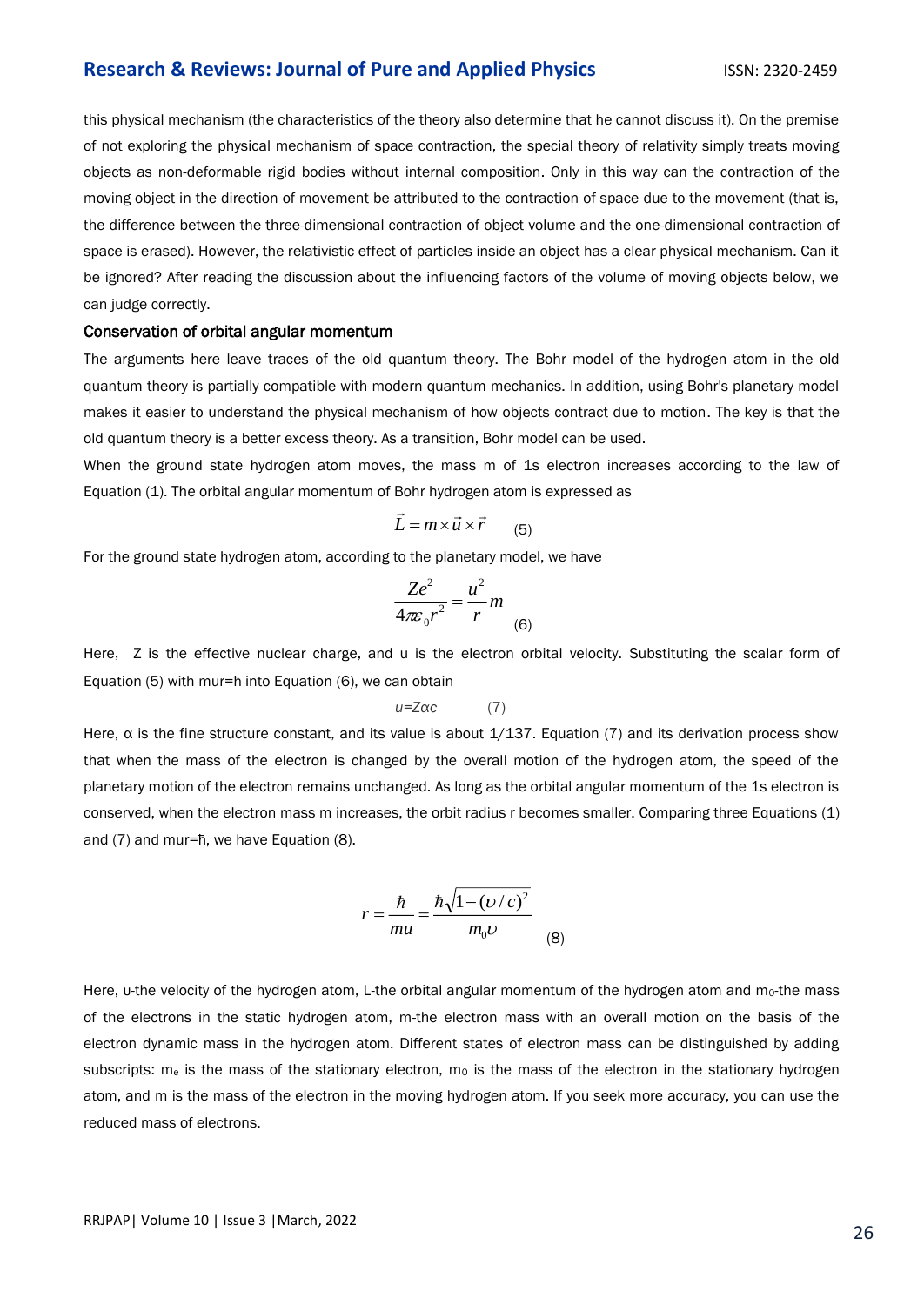this physical mechanism (the characteristics of the theory also determine that he cannot discuss it). On the premise of not exploring the physical mechanism of space contraction, the special theory of relativity simply treats moving objects as non-deformable rigid bodies without internal composition. Only in this way can the contraction of the moving object in the direction of movement be attributed to the contraction of space due to the movement (that is, the difference between the three-dimensional contraction of object volume and the one-dimensional contraction of space is erased). However, the relativistic effect of particles inside an object has a clear physical mechanism. Can it be ignored? After reading the discussion about the influencing factors of the volume of moving objects below, we can judge correctly.

### Conservation of orbital angular momentum

The arguments here leave traces of the old quantum theory. The Bohr model of the hydrogen atom in the old quantum theory is partially compatible with modern quantum mechanics. In addition, using Bohr's planetary model makes it easier to understand the physical mechanism of how objects contract due to motion. The key is that the old quantum theory is a better excess theory. As a transition, Bohr model can be used.

When the ground state hydrogen atom moves, the mass m of 1s electron increases according to the law of Equation (1). The orbital angular momentum of Bohr hydrogen atom is expressed as

$$\vec{L} = m \times \vec{u} \times \vec{r} \qquad (5)$$

For the ground state hydrogen atom, according to the planetary model, we have

$$\frac{Ze^2}{4\pi\varepsilon_0 r^2} = \frac{u^2}{r} m \qquad (6)$$

Here, Z is the effective nuclear charge, and u is the electron orbital velocity. Substituting the scalar form of Equation (5) with $mur=\hbar$ into Equation (6), we can obtain

$$u = Z\alpha c \qquad (7)$$

Here, α is the fine structure constant, and its value is about 1/137. Equation (7) and its derivation process show that when the mass of the electron is changed by the overall motion of the hydrogen atom, the speed of the planetary motion of the electron remains unchanged. As long as the orbital angular momentum of the 1s electron is conserved, when the electron mass m increases, the orbit radius r becomes smaller. Comparing three Equations (1) and (7) and $mur=\hbar$, we have Equation (8).

$$r = \frac{\hbar}{mu} = \frac{\hbar\sqrt{1-(\upsilon/c)^2}}{m_0 \upsilon} \qquad (8)$$

Here, υ-the velocity of the hydrogen atom, L-the orbital angular momentum of the hydrogen atom and $m_0$-the mass of the electrons in the static hydrogen atom, m-the electron mass with an overall motion on the basis of the electron dynamic mass in the hydrogen atom. Different states of electron mass can be distinguished by adding subscripts: $m_e$ is the mass of the stationary electron, $m_0$ is the mass of the electron in the stationary hydrogen atom, and m is the mass of the electron in the moving hydrogen atom. If you seek more accuracy, you can use the reduced mass of electrons.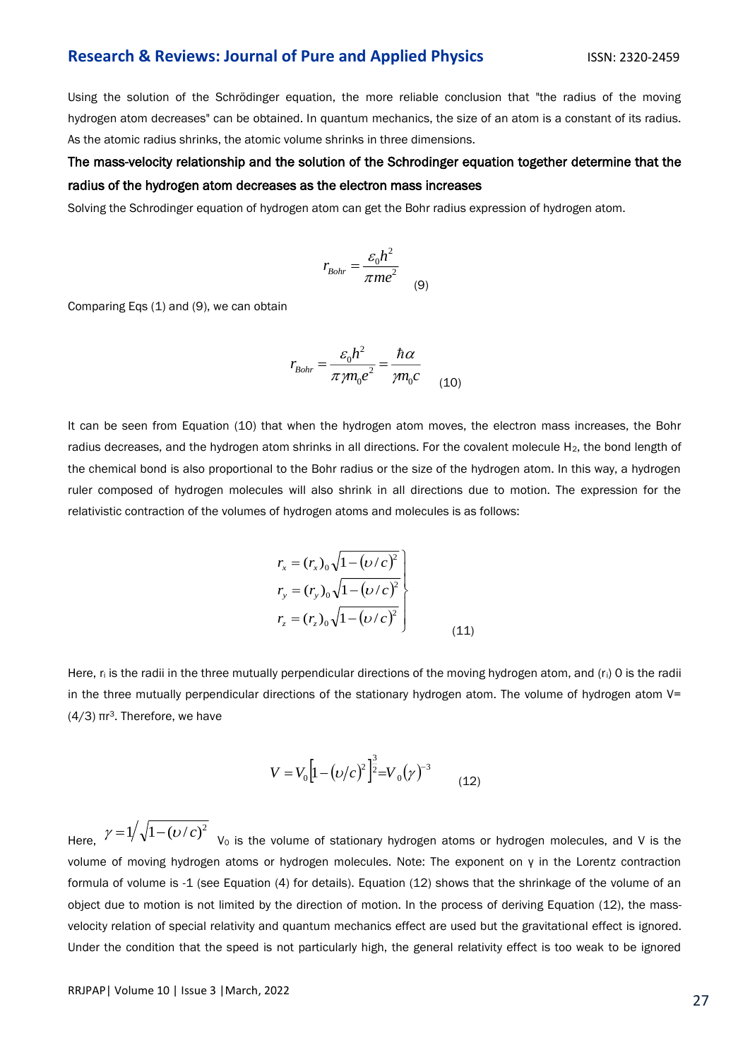Using the solution of the Schrödinger equation, the more reliable conclusion that "the radius of the moving hydrogen atom decreases" can be obtained. In quantum mechanics, the size of an atom is a constant of its radius. As the atomic radius shrinks, the atomic volume shrinks in three dimensions.

## The mass-velocity relationship and the solution of the Schrodinger equation together determine that the radius of the hydrogen atom decreases as the electron mass increases

Solving the Schrodinger equation of hydrogen atom can get the Bohr radius expression of hydrogen atom.

$$r_{Bohr} = \frac{\varepsilon_0 h^2}{\pi m e^2} \qquad (9)$$

Comparing Eqs (1) and (9), we can obtain

$$r_{Bohr} = \frac{\varepsilon_0 h^2}{\pi \gamma m_0 e^2} = \frac{\hbar \alpha}{\gamma m_0 c} \qquad (10)$$

It can be seen from Equation (10) that when the hydrogen atom moves, the electron mass increases, the Bohr radius decreases, and the hydrogen atom shrinks in all directions. For the covalent molecule $H_2$, the bond length of the chemical bond is also proportional to the Bohr radius or the size of the hydrogen atom. In this way, a hydrogen ruler composed of hydrogen molecules will also shrink in all directions due to motion. The expression for the relativistic contraction of the volumes of hydrogen atoms and molecules is as follows:

$$\left.\begin{aligned} r_x &= (r_x)_0 \sqrt{1-(\upsilon/c)^2} \\ r_y &= (r_y)_0 \sqrt{1-(\upsilon/c)^2} \\ r_z &= (r_z)_0 \sqrt{1-(\upsilon/c)^2} \end{aligned}\right\} \qquad (11)$$

Here, $r_i$ is the radii in the three mutually perpendicular directions of the moving hydrogen atom, and $(r_i)$ 0 is the radii in the three mutually perpendicular directions of the stationary hydrogen atom. The volume of hydrogen atom V= (4/3) $\pi r^3$. Therefore, we have

$$V = V_0\left[1-(\upsilon/c)^2\right]^{\frac{3}{2}} = V_0(\gamma)^{-3} \qquad (12)$$

Here, $\gamma = 1/\sqrt{1-(\upsilon/c)^2}$ $V_0$ is the volume of stationary hydrogen atoms or hydrogen molecules, and V is the volume of moving hydrogen atoms or hydrogen molecules. Note: The exponent on γ in the Lorentz contraction formula of volume is -1 (see Equation (4) for details). Equation (12) shows that the shrinkage of the volume of an object due to motion is not limited by the direction of motion. In the process of deriving Equation (12), the mass-velocity relation of special relativity and quantum mechanics effect are used but the gravitational effect is ignored. Under the condition that the speed is not particularly high, the general relativity effect is too weak to be ignored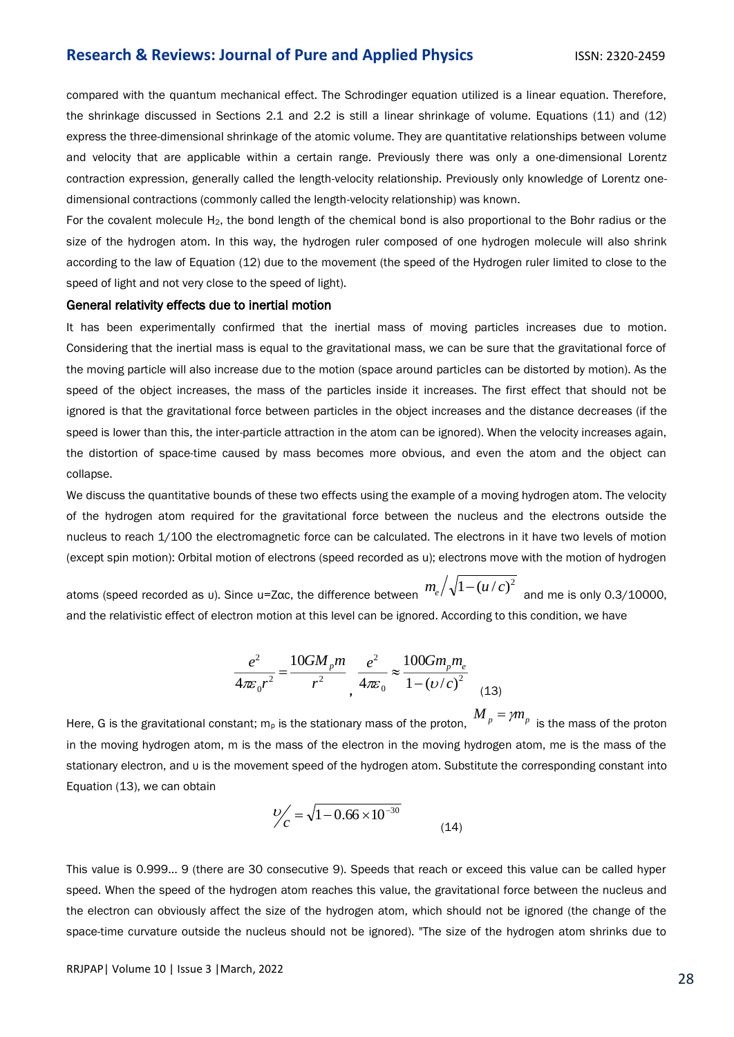compared with the quantum mechanical effect. The Schrodinger equation utilized is a linear equation. Therefore, the shrinkage discussed in Sections 2.1 and 2.2 is still a linear shrinkage of volume. Equations (11) and (12) express the three-dimensional shrinkage of the atomic volume. They are quantitative relationships between volume and velocity that are applicable within a certain range. Previously there was only a one-dimensional Lorentz contraction expression, generally called the length-velocity relationship. Previously only knowledge of Lorentz one-dimensional contractions (commonly called the length-velocity relationship) was known.

For the covalent molecule $H_2$, the bond length of the chemical bond is also proportional to the Bohr radius or the size of the hydrogen atom. In this way, the hydrogen ruler composed of one hydrogen molecule will also shrink according to the law of Equation (12) due to the movement (the speed of the Hydrogen ruler limited to close to the speed of light and not very close to the speed of light).

### General relativity effects due to inertial motion

It has been experimentally confirmed that the inertial mass of moving particles increases due to motion. Considering that the inertial mass is equal to the gravitational mass, we can be sure that the gravitational force of the moving particle will also increase due to the motion (space around particles can be distorted by motion). As the speed of the object increases, the mass of the particles inside it increases. The first effect that should not be ignored is that the gravitational force between particles in the object increases and the distance decreases (if the speed is lower than this, the inter-particle attraction in the atom can be ignored). When the velocity increases again, the distortion of space-time caused by mass becomes more obvious, and even the atom and the object can collapse.

We discuss the quantitative bounds of these two effects using the example of a moving hydrogen atom. The velocity of the hydrogen atom required for the gravitational force between the nucleus and the electrons outside the nucleus to reach 1/100 the electromagnetic force can be calculated. The electrons in it have two levels of motion (except spin motion): Orbital motion of electrons (speed recorded as u); electrons move with the motion of hydrogen atoms (speed recorded as υ). Since u=Zαc, the difference between $m_e/\sqrt{1-(u/c)^2}$ and me is only 0.3/10000, and the relativistic effect of electron motion at this level can be ignored. According to this condition, we have

$$\frac{e^2}{4\pi\varepsilon_0 r^2} = \frac{10GM_p m}{r^2}, \quad \frac{e^2}{4\pi\varepsilon_0} \approx \frac{100Gm_p m_e}{1-(\upsilon/c)^2} \qquad (13)$$

Here, G is the gravitational constant; $m_p$ is the stationary mass of the proton, $M_p = \gamma m_p$ is the mass of the proton in the moving hydrogen atom, m is the mass of the electron in the moving hydrogen atom, me is the mass of the stationary electron, and υ is the movement speed of the hydrogen atom. Substitute the corresponding constant into Equation (13), we can obtain

$$\upsilon/c = \sqrt{1-0.66\times10^{-30}} \qquad (14)$$

This value is 0.999… 9 (there are 30 consecutive 9). Speeds that reach or exceed this value can be called hyper speed. When the speed of the hydrogen atom reaches this value, the gravitational force between the nucleus and the electron can obviously affect the size of the hydrogen atom, which should not be ignored (the change of the space-time curvature outside the nucleus should not be ignored). "The size of the hydrogen atom shrinks due to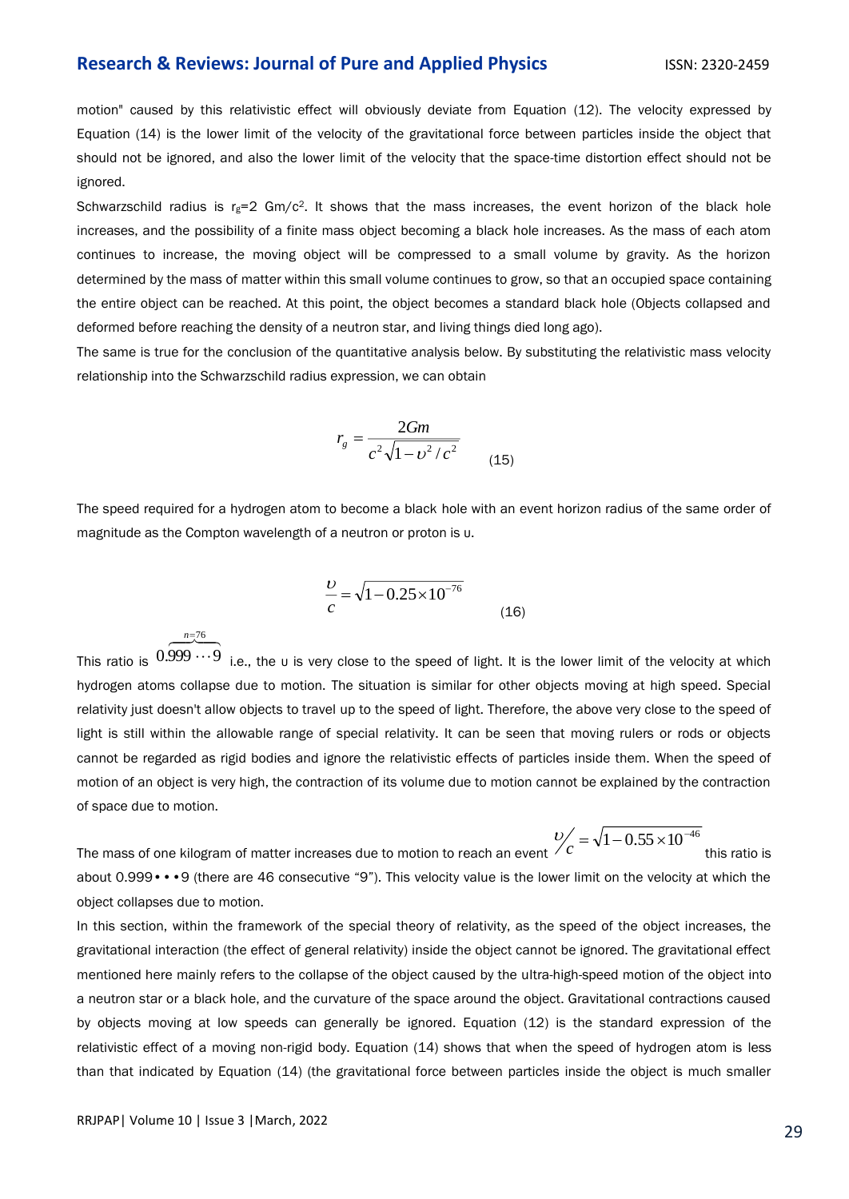motion" caused by this relativistic effect will obviously deviate from Equation (12). The velocity expressed by Equation (14) is the lower limit of the velocity of the gravitational force between particles inside the object that should not be ignored, and also the lower limit of the velocity that the space-time distortion effect should not be ignored.

Schwarzschild radius is $r_g=2\ Gm/c^2$. It shows that the mass increases, the event horizon of the black hole increases, and the possibility of a finite mass object becoming a black hole increases. As the mass of each atom continues to increase, the moving object will be compressed to a small volume by gravity. As the horizon determined by the mass of matter within this small volume continues to grow, so that an occupied space containing the entire object can be reached. At this point, the object becomes a standard black hole (Objects collapsed and deformed before reaching the density of a neutron star, and living things died long ago).

The same is true for the conclusion of the quantitative analysis below. By substituting the relativistic mass velocity relationship into the Schwarzschild radius expression, we can obtain

$$r_g = \frac{2Gm}{c^2\sqrt{1-\upsilon^2/c^2}} \tag{15}$$

The speed required for a hydrogen atom to become a black hole with an event horizon radius of the same order of magnitude as the Compton wavelength of a neutron or proton is υ.

$$\frac{\upsilon}{c} = \sqrt{1-0.25\times10^{-76}} \tag{16}$$

This ratio is $0.\overbrace{999\cdots9}^{n=76}$ i.e., the υ is very close to the speed of light. It is the lower limit of the velocity at which hydrogen atoms collapse due to motion. The situation is similar for other objects moving at high speed. Special relativity just doesn't allow objects to travel up to the speed of light. Therefore, the above very close to the speed of light is still within the allowable range of special relativity. It can be seen that moving rulers or rods or objects cannot be regarded as rigid bodies and ignore the relativistic effects of particles inside them. When the speed of motion of an object is very high, the contraction of its volume due to motion cannot be explained by the contraction of space due to motion.

The mass of one kilogram of matter increases due to motion to reach an event $\upsilon/c = \sqrt{1-0.55\times10^{-46}}$ this ratio is about 0.999•••9 (there are 46 consecutive "9"). This velocity value is the lower limit on the velocity at which the object collapses due to motion.

In this section, within the framework of the special theory of relativity, as the speed of the object increases, the gravitational interaction (the effect of general relativity) inside the object cannot be ignored. The gravitational effect mentioned here mainly refers to the collapse of the object caused by the ultra-high-speed motion of the object into a neutron star or a black hole, and the curvature of the space around the object. Gravitational contractions caused by objects moving at low speeds can generally be ignored. Equation (12) is the standard expression of the relativistic effect of a moving non-rigid body. Equation (14) shows that when the speed of hydrogen atom is less than that indicated by Equation (14) (the gravitational force between particles inside the object is much smaller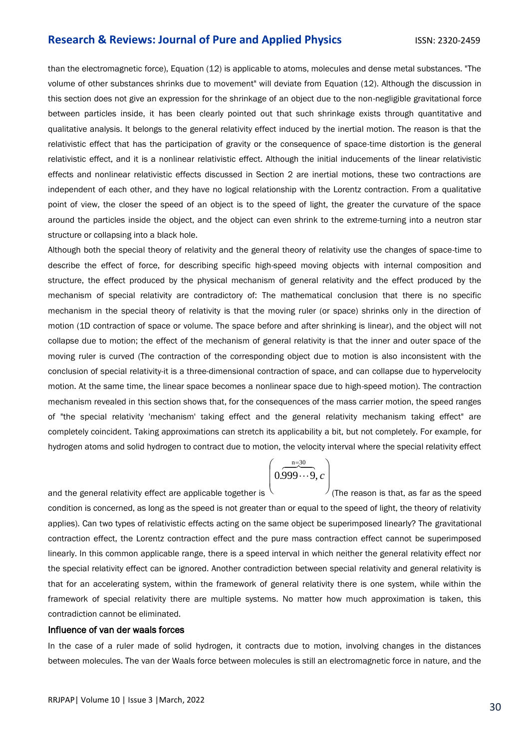than the electromagnetic force), Equation (12) is applicable to atoms, molecules and dense metal substances. "The volume of other substances shrinks due to movement" will deviate from Equation (12). Although the discussion in this section does not give an expression for the shrinkage of an object due to the non-negligible gravitational force between particles inside, it has been clearly pointed out that such shrinkage exists through quantitative and qualitative analysis. It belongs to the general relativity effect induced by the inertial motion. The reason is that the relativistic effect that has the participation of gravity or the consequence of space-time distortion is the general relativistic effect, and it is a nonlinear relativistic effect. Although the initial inducements of the linear relativistic effects and nonlinear relativistic effects discussed in Section 2 are inertial motions, these two contractions are independent of each other, and they have no logical relationship with the Lorentz contraction. From a qualitative point of view, the closer the speed of an object is to the speed of light, the greater the curvature of the space around the particles inside the object, and the object can even shrink to the extreme-turning into a neutron star structure or collapsing into a black hole.

Although both the special theory of relativity and the general theory of relativity use the changes of space-time to describe the effect of force, for describing specific high-speed moving objects with internal composition and structure, the effect produced by the physical mechanism of general relativity and the effect produced by the mechanism of special relativity are contradictory of: The mathematical conclusion that there is no specific mechanism in the special theory of relativity is that the moving ruler (or space) shrinks only in the direction of motion (1D contraction of space or volume. The space before and after shrinking is linear), and the object will not collapse due to motion; the effect of the mechanism of general relativity is that the inner and outer space of the moving ruler is curved (The contraction of the corresponding object due to motion is also inconsistent with the conclusion of special relativity-it is a three-dimensional contraction of space, and can collapse due to hypervelocity motion. At the same time, the linear space becomes a nonlinear space due to high-speed motion). The contraction mechanism revealed in this section shows that, for the consequences of the mass carrier motion, the speed ranges of "the special relativity 'mechanism' taking effect and the general relativity mechanism taking effect" are completely coincident. Taking approximations can stretch its applicability a bit, but not completely. For example, for hydrogen atoms and solid hydrogen to contract due to motion, the velocity interval where the special relativity effect and the general relativity effect are applicable together is $\left(0.\overbrace{999\cdots9}^{n=30}, c\right)$ (The reason is that, as far as the speed condition is concerned, as long as the speed is not greater than or equal to the speed of light, the theory of relativity applies). Can two types of relativistic effects acting on the same object be superimposed linearly? The gravitational contraction effect, the Lorentz contraction effect and the pure mass contraction effect cannot be superimposed linearly. In this common applicable range, there is a speed interval in which neither the general relativity effect nor the special relativity effect can be ignored. Another contradiction between special relativity and general relativity is that for an accelerating system, within the framework of general relativity there is one system, while within the framework of special relativity there are multiple systems. No matter how much approximation is taken, this contradiction cannot be eliminated.

### Influence of van der waals forces

In the case of a ruler made of solid hydrogen, it contracts due to motion, involving changes in the distances between molecules. The van der Waals force between molecules is still an electromagnetic force in nature, and the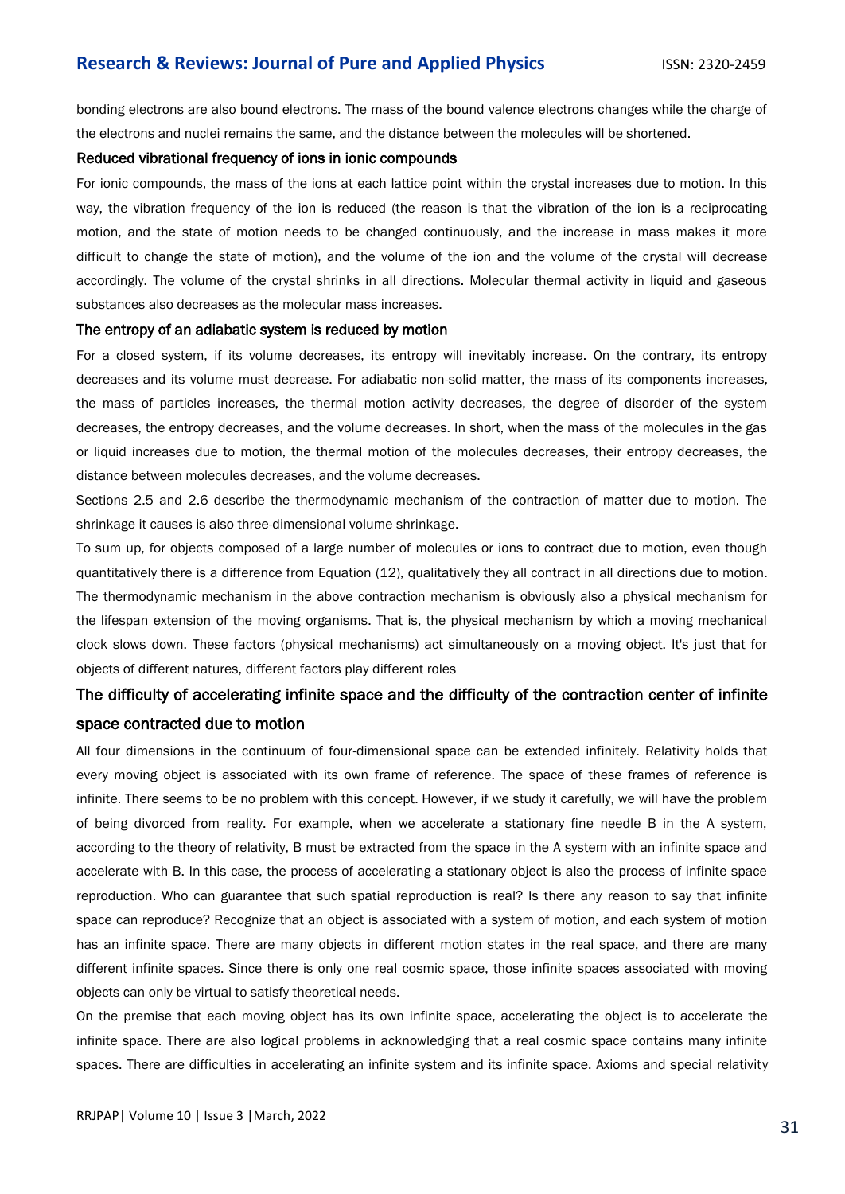bonding electrons are also bound electrons. The mass of the bound valence electrons changes while the charge of the electrons and nuclei remains the same, and the distance between the molecules will be shortened.

### Reduced vibrational frequency of ions in ionic compounds

For ionic compounds, the mass of the ions at each lattice point within the crystal increases due to motion. In this way, the vibration frequency of the ion is reduced (the reason is that the vibration of the ion is a reciprocating motion, and the state of motion needs to be changed continuously, and the increase in mass makes it more difficult to change the state of motion), and the volume of the ion and the volume of the crystal will decrease accordingly. The volume of the crystal shrinks in all directions. Molecular thermal activity in liquid and gaseous substances also decreases as the molecular mass increases.

### The entropy of an adiabatic system is reduced by motion

For a closed system, if its volume decreases, its entropy will inevitably increase. On the contrary, its entropy decreases and its volume must decrease. For adiabatic non-solid matter, the mass of its components increases, the mass of particles increases, the thermal motion activity decreases, the degree of disorder of the system decreases, the entropy decreases, and the volume decreases. In short, when the mass of the molecules in the gas or liquid increases due to motion, the thermal motion of the molecules decreases, their entropy decreases, the distance between molecules decreases, and the volume decreases.

Sections 2.5 and 2.6 describe the thermodynamic mechanism of the contraction of matter due to motion. The shrinkage it causes is also three-dimensional volume shrinkage.

To sum up, for objects composed of a large number of molecules or ions to contract due to motion, even though quantitatively there is a difference from Equation (12), qualitatively they all contract in all directions due to motion. The thermodynamic mechanism in the above contraction mechanism is obviously also a physical mechanism for the lifespan extension of the moving organisms. That is, the physical mechanism by which a moving mechanical clock slows down. These factors (physical mechanisms) act simultaneously on a moving object. It's just that for objects of different natures, different factors play different roles

## The difficulty of accelerating infinite space and the difficulty of the contraction center of infinite space contracted due to motion

All four dimensions in the continuum of four-dimensional space can be extended infinitely. Relativity holds that every moving object is associated with its own frame of reference. The space of these frames of reference is infinite. There seems to be no problem with this concept. However, if we study it carefully, we will have the problem of being divorced from reality. For example, when we accelerate a stationary fine needle B in the A system, according to the theory of relativity, B must be extracted from the space in the A system with an infinite space and accelerate with B. In this case, the process of accelerating a stationary object is also the process of infinite space reproduction. Who can guarantee that such spatial reproduction is real? Is there any reason to say that infinite space can reproduce? Recognize that an object is associated with a system of motion, and each system of motion has an infinite space. There are many objects in different motion states in the real space, and there are many different infinite spaces. Since there is only one real cosmic space, those infinite spaces associated with moving objects can only be virtual to satisfy theoretical needs.

On the premise that each moving object has its own infinite space, accelerating the object is to accelerate the infinite space. There are also logical problems in acknowledging that a real cosmic space contains many infinite spaces. There are difficulties in accelerating an infinite system and its infinite space. Axioms and special relativity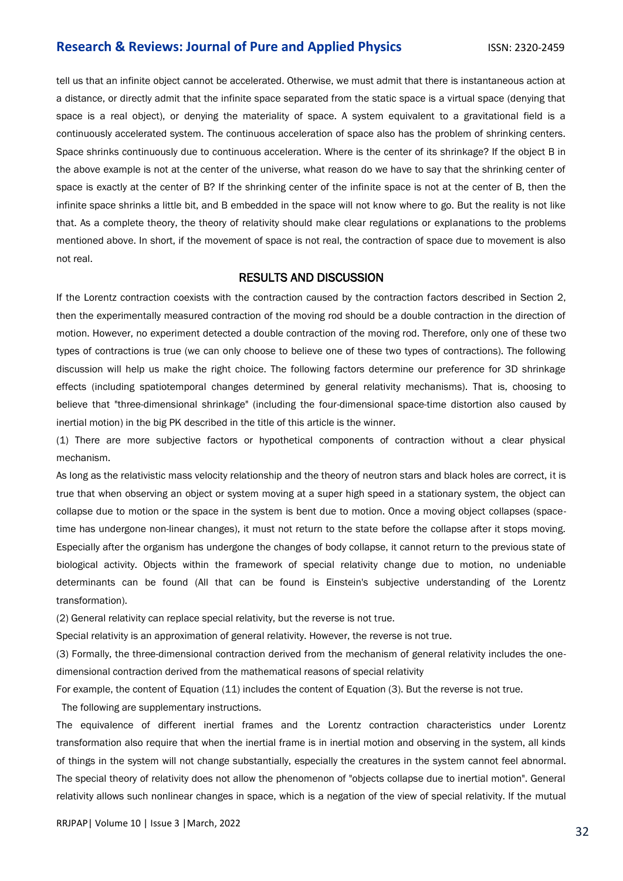tell us that an infinite object cannot be accelerated. Otherwise, we must admit that there is instantaneous action at a distance, or directly admit that the infinite space separated from the static space is a virtual space (denying that space is a real object), or denying the materiality of space. A system equivalent to a gravitational field is a continuously accelerated system. The continuous acceleration of space also has the problem of shrinking centers. Space shrinks continuously due to continuous acceleration. Where is the center of its shrinkage? If the object B in the above example is not at the center of the universe, what reason do we have to say that the shrinking center of space is exactly at the center of B? If the shrinking center of the infinite space is not at the center of B, then the infinite space shrinks a little bit, and B embedded in the space will not know where to go. But the reality is not like that. As a complete theory, the theory of relativity should make clear regulations or explanations to the problems mentioned above. In short, if the movement of space is not real, the contraction of space due to movement is also not real.

## RESULTS AND DISCUSSION

If the Lorentz contraction coexists with the contraction caused by the contraction factors described in Section 2, then the experimentally measured contraction of the moving rod should be a double contraction in the direction of motion. However, no experiment detected a double contraction of the moving rod. Therefore, only one of these two types of contractions is true (we can only choose to believe one of these two types of contractions). The following discussion will help us make the right choice. The following factors determine our preference for 3D shrinkage effects (including spatiotemporal changes determined by general relativity mechanisms). That is, choosing to believe that "three-dimensional shrinkage" (including the four-dimensional space-time distortion also caused by inertial motion) in the big PK described in the title of this article is the winner.

(1) There are more subjective factors or hypothetical components of contraction without a clear physical mechanism.

As long as the relativistic mass velocity relationship and the theory of neutron stars and black holes are correct, it is true that when observing an object or system moving at a super high speed in a stationary system, the object can collapse due to motion or the space in the system is bent due to motion. Once a moving object collapses (space-time has undergone non-linear changes), it must not return to the state before the collapse after it stops moving. Especially after the organism has undergone the changes of body collapse, it cannot return to the previous state of biological activity. Objects within the framework of special relativity change due to motion, no undeniable determinants can be found (All that can be found is Einstein's subjective understanding of the Lorentz transformation).

(2) General relativity can replace special relativity, but the reverse is not true.

Special relativity is an approximation of general relativity. However, the reverse is not true.

(3) Formally, the three-dimensional contraction derived from the mechanism of general relativity includes the one-dimensional contraction derived from the mathematical reasons of special relativity

For example, the content of Equation (11) includes the content of Equation (3). But the reverse is not true.

The following are supplementary instructions.

The equivalence of different inertial frames and the Lorentz contraction characteristics under Lorentz transformation also require that when the inertial frame is in inertial motion and observing in the system, all kinds of things in the system will not change substantially, especially the creatures in the system cannot feel abnormal. The special theory of relativity does not allow the phenomenon of "objects collapse due to inertial motion". General relativity allows such nonlinear changes in space, which is a negation of the view of special relativity. If the mutual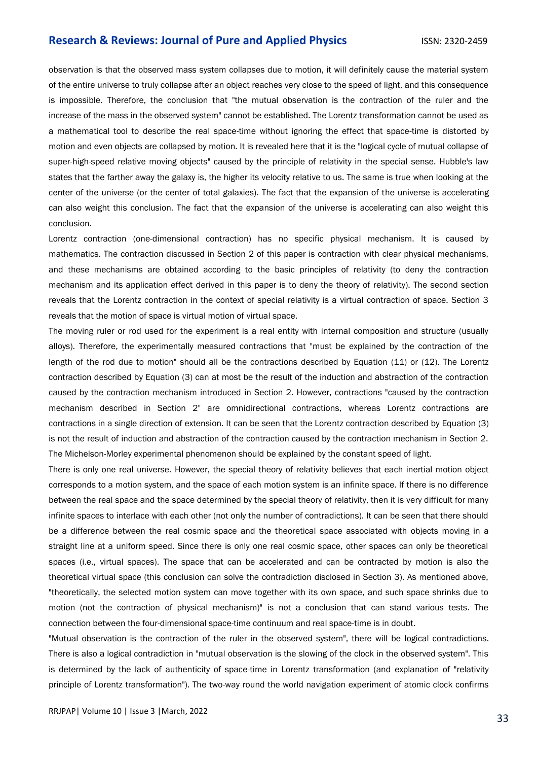observation is that the observed mass system collapses due to motion, it will definitely cause the material system of the entire universe to truly collapse after an object reaches very close to the speed of light, and this consequence is impossible. Therefore, the conclusion that "the mutual observation is the contraction of the ruler and the increase of the mass in the observed system" cannot be established. The Lorentz transformation cannot be used as a mathematical tool to describe the real space-time without ignoring the effect that space-time is distorted by motion and even objects are collapsed by motion. It is revealed here that it is the "logical cycle of mutual collapse of super-high-speed relative moving objects" caused by the principle of relativity in the special sense. Hubble's law states that the farther away the galaxy is, the higher its velocity relative to us. The same is true when looking at the center of the universe (or the center of total galaxies). The fact that the expansion of the universe is accelerating can also weight this conclusion. The fact that the expansion of the universe is accelerating can also weight this conclusion.

Lorentz contraction (one-dimensional contraction) has no specific physical mechanism. It is caused by mathematics. The contraction discussed in Section 2 of this paper is contraction with clear physical mechanisms, and these mechanisms are obtained according to the basic principles of relativity (to deny the contraction mechanism and its application effect derived in this paper is to deny the theory of relativity). The second section reveals that the Lorentz contraction in the context of special relativity is a virtual contraction of space. Section 3 reveals that the motion of space is virtual motion of virtual space.

The moving ruler or rod used for the experiment is a real entity with internal composition and structure (usually alloys). Therefore, the experimentally measured contractions that "must be explained by the contraction of the length of the rod due to motion" should all be the contractions described by Equation (11) or (12). The Lorentz contraction described by Equation (3) can at most be the result of the induction and abstraction of the contraction caused by the contraction mechanism introduced in Section 2. However, contractions "caused by the contraction mechanism described in Section 2" are omnidirectional contractions, whereas Lorentz contractions are contractions in a single direction of extension. It can be seen that the Lorentz contraction described by Equation (3) is not the result of induction and abstraction of the contraction caused by the contraction mechanism in Section 2. The Michelson-Morley experimental phenomenon should be explained by the constant speed of light.

There is only one real universe. However, the special theory of relativity believes that each inertial motion object corresponds to a motion system, and the space of each motion system is an infinite space. If there is no difference between the real space and the space determined by the special theory of relativity, then it is very difficult for many infinite spaces to interlace with each other (not only the number of contradictions). It can be seen that there should be a difference between the real cosmic space and the theoretical space associated with objects moving in a straight line at a uniform speed. Since there is only one real cosmic space, other spaces can only be theoretical spaces (i.e., virtual spaces). The space that can be accelerated and can be contracted by motion is also the theoretical virtual space (this conclusion can solve the contradiction disclosed in Section 3). As mentioned above, "theoretically, the selected motion system can move together with its own space, and such space shrinks due to motion (not the contraction of physical mechanism)" is not a conclusion that can stand various tests. The connection between the four-dimensional space-time continuum and real space-time is in doubt.

"Mutual observation is the contraction of the ruler in the observed system", there will be logical contradictions. There is also a logical contradiction in "mutual observation is the slowing of the clock in the observed system". This is determined by the lack of authenticity of space-time in Lorentz transformation (and explanation of "relativity principle of Lorentz transformation"). The two-way round the world navigation experiment of atomic clock confirms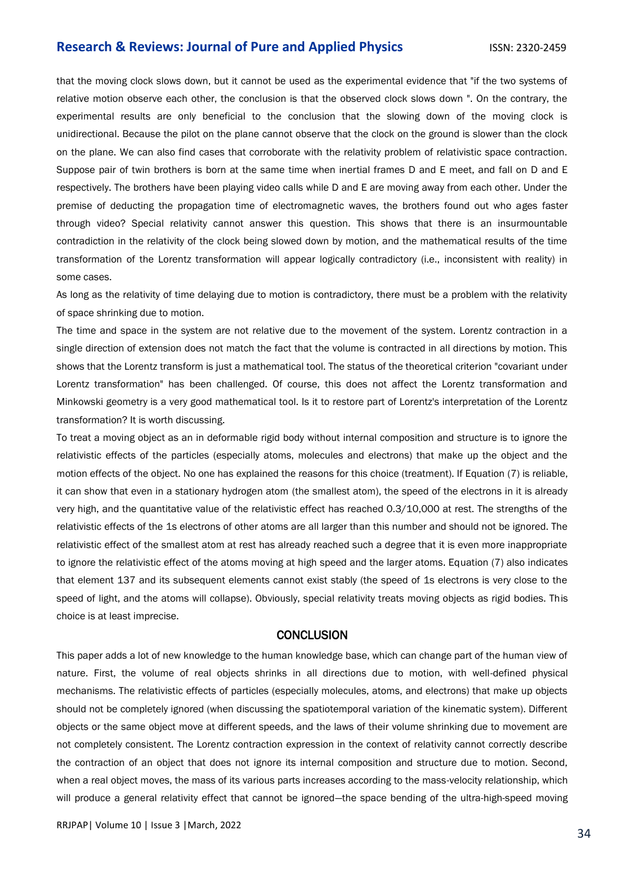that the moving clock slows down, but it cannot be used as the experimental evidence that "if the two systems of relative motion observe each other, the conclusion is that the observed clock slows down ". On the contrary, the experimental results are only beneficial to the conclusion that the slowing down of the moving clock is unidirectional. Because the pilot on the plane cannot observe that the clock on the ground is slower than the clock on the plane. We can also find cases that corroborate with the relativity problem of relativistic space contraction. Suppose pair of twin brothers is born at the same time when inertial frames D and E meet, and fall on D and E respectively. The brothers have been playing video calls while D and E are moving away from each other. Under the premise of deducting the propagation time of electromagnetic waves, the brothers found out who ages faster through video? Special relativity cannot answer this question. This shows that there is an insurmountable contradiction in the relativity of the clock being slowed down by motion, and the mathematical results of the time transformation of the Lorentz transformation will appear logically contradictory (i.e., inconsistent with reality) in some cases.

As long as the relativity of time delaying due to motion is contradictory, there must be a problem with the relativity of space shrinking due to motion.

The time and space in the system are not relative due to the movement of the system. Lorentz contraction in a single direction of extension does not match the fact that the volume is contracted in all directions by motion. This shows that the Lorentz transform is just a mathematical tool. The status of the theoretical criterion "covariant under Lorentz transformation" has been challenged. Of course, this does not affect the Lorentz transformation and Minkowski geometry is a very good mathematical tool. Is it to restore part of Lorentz's interpretation of the Lorentz transformation? It is worth discussing.

To treat a moving object as an in deformable rigid body without internal composition and structure is to ignore the relativistic effects of the particles (especially atoms, molecules and electrons) that make up the object and the motion effects of the object. No one has explained the reasons for this choice (treatment). If Equation (7) is reliable, it can show that even in a stationary hydrogen atom (the smallest atom), the speed of the electrons in it is already very high, and the quantitative value of the relativistic effect has reached 0.3/10,000 at rest. The strengths of the relativistic effects of the 1s electrons of other atoms are all larger than this number and should not be ignored. The relativistic effect of the smallest atom at rest has already reached such a degree that it is even more inappropriate to ignore the relativistic effect of the atoms moving at high speed and the larger atoms. Equation (7) also indicates that element 137 and its subsequent elements cannot exist stably (the speed of 1s electrons is very close to the speed of light, and the atoms will collapse). Obviously, special relativity treats moving objects as rigid bodies. This choice is at least imprecise.

## CONCLUSION

This paper adds a lot of new knowledge to the human knowledge base, which can change part of the human view of nature. First, the volume of real objects shrinks in all directions due to motion, with well-defined physical mechanisms. The relativistic effects of particles (especially molecules, atoms, and electrons) that make up objects should not be completely ignored (when discussing the spatiotemporal variation of the kinematic system). Different objects or the same object move at different speeds, and the laws of their volume shrinking due to movement are not completely consistent. The Lorentz contraction expression in the context of relativity cannot correctly describe the contraction of an object that does not ignore its internal composition and structure due to motion. Second, when a real object moves, the mass of its various parts increases according to the mass-velocity relationship, which will produce a general relativity effect that cannot be ignored—the space bending of the ultra-high-speed moving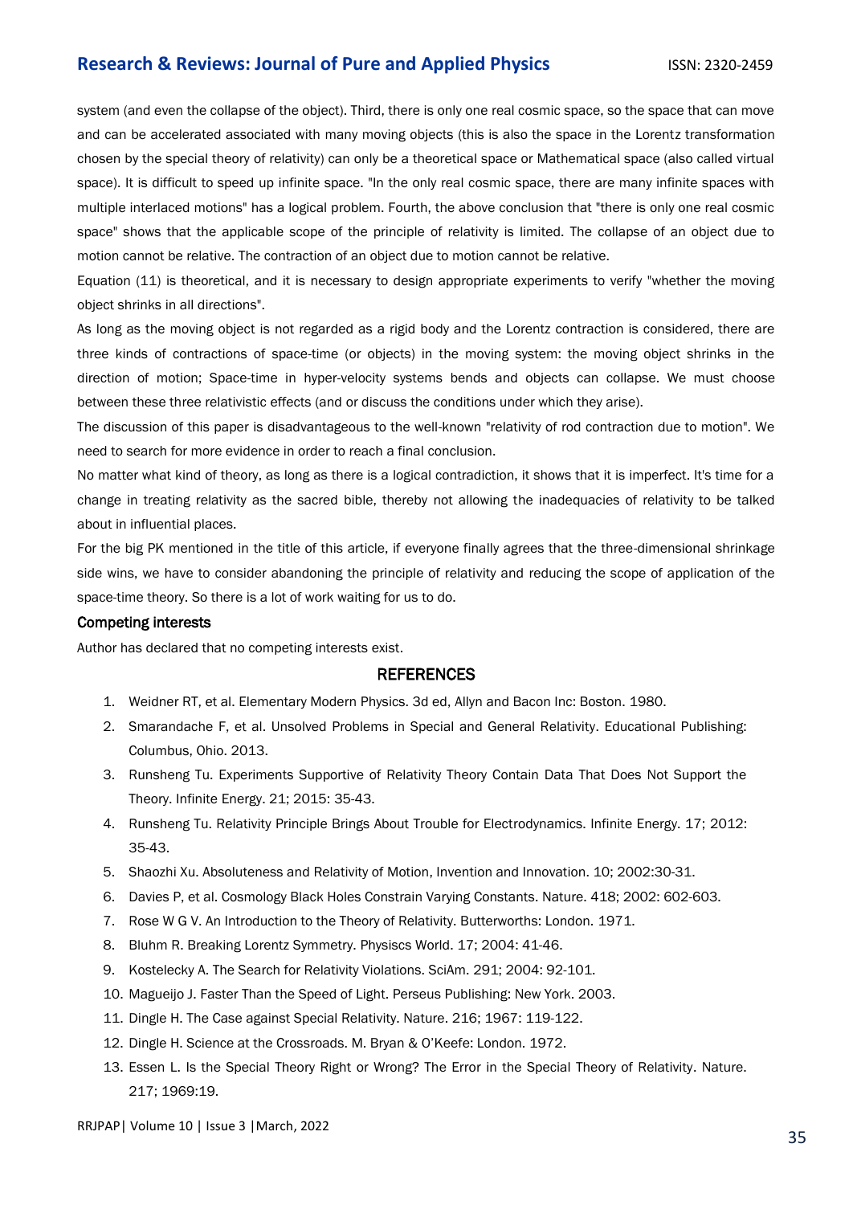system (and even the collapse of the object). Third, there is only one real cosmic space, so the space that can move and can be accelerated associated with many moving objects (this is also the space in the Lorentz transformation chosen by the special theory of relativity) can only be a theoretical space or Mathematical space (also called virtual space). It is difficult to speed up infinite space. "In the only real cosmic space, there are many infinite spaces with multiple interlaced motions" has a logical problem. Fourth, the above conclusion that "there is only one real cosmic space" shows that the applicable scope of the principle of relativity is limited. The collapse of an object due to motion cannot be relative. The contraction of an object due to motion cannot be relative.

Equation (11) is theoretical, and it is necessary to design appropriate experiments to verify "whether the moving object shrinks in all directions".

As long as the moving object is not regarded as a rigid body and the Lorentz contraction is considered, there are three kinds of contractions of space-time (or objects) in the moving system: the moving object shrinks in the direction of motion; Space-time in hyper-velocity systems bends and objects can collapse. We must choose between these three relativistic effects (and or discuss the conditions under which they arise).

The discussion of this paper is disadvantageous to the well-known "relativity of rod contraction due to motion". We need to search for more evidence in order to reach a final conclusion.

No matter what kind of theory, as long as there is a logical contradiction, it shows that it is imperfect. It's time for a change in treating relativity as the sacred bible, thereby not allowing the inadequacies of relativity to be talked about in influential places.

For the big PK mentioned in the title of this article, if everyone finally agrees that the three-dimensional shrinkage side wins, we have to consider abandoning the principle of relativity and reducing the scope of application of the space-time theory. So there is a lot of work waiting for us to do.

### Competing interests

Author has declared that no competing interests exist.

## REFERENCES

1. Weidner RT, et al. Elementary Modern Physics. 3d ed, Allyn and Bacon Inc: Boston. 1980.
2. Smarandache F, et al. Unsolved Problems in Special and General Relativity. Educational Publishing: Columbus, Ohio. 2013.
3. Runsheng Tu. Experiments Supportive of Relativity Theory Contain Data That Does Not Support the Theory. Infinite Energy. 21; 2015: 35-43.
4. Runsheng Tu. Relativity Principle Brings About Trouble for Electrodynamics. Infinite Energy. 17; 2012: 35-43.
5. Shaozhi Xu. Absoluteness and Relativity of Motion, Invention and Innovation. 10; 2002:30-31.
6. Davies P, et al. Cosmology Black Holes Constrain Varying Constants. Nature. 418; 2002: 602-603.
7. Rose W G V. An Introduction to the Theory of Relativity. Butterworths: London. 1971.
8. Bluhm R. Breaking Lorentz Symmetry. Physiscs World. 17; 2004: 41-46.
9. Kostelecky A. The Search for Relativity Violations. SciAm. 291; 2004: 92-101.
10. Magueijo J. Faster Than the Speed of Light. Perseus Publishing: New York. 2003.
11. Dingle H. The Case against Special Relativity. Nature. 216; 1967: 119-122.
12. Dingle H. Science at the Crossroads. M. Bryan & O'Keefe: London. 1972.
13. Essen L. Is the Special Theory Right or Wrong? The Error in the Special Theory of Relativity. Nature. 217; 1969:19.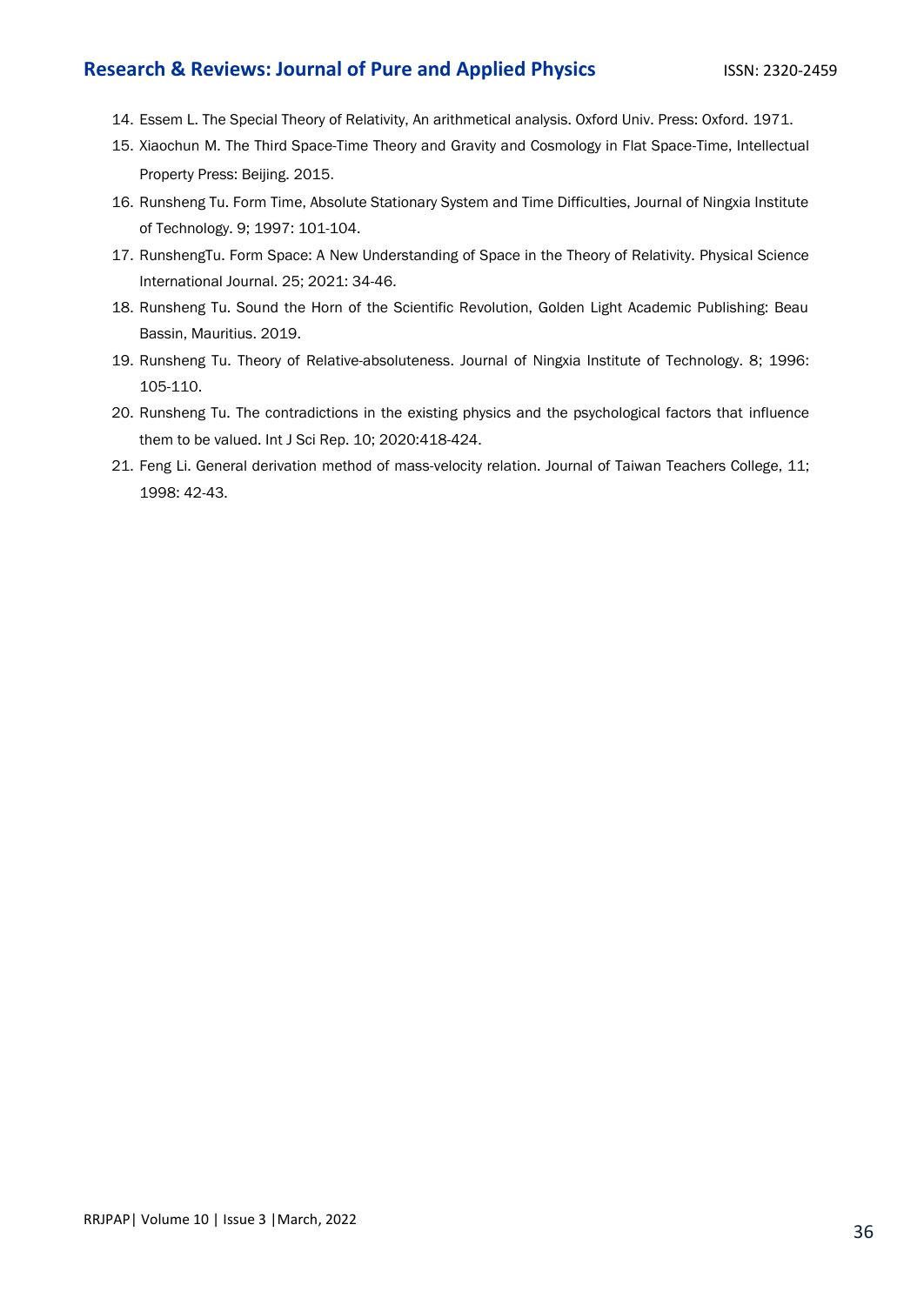14. Essem L. The Special Theory of Relativity, An arithmetical analysis. Oxford Univ. Press: Oxford. 1971.
15. Xiaochun M. The Third Space-Time Theory and Gravity and Cosmology in Flat Space-Time, Intellectual Property Press: Beijing. 2015.
16. Runsheng Tu. Form Time, Absolute Stationary System and Time Difficulties, Journal of Ningxia Institute of Technology. 9; 1997: 101-104.
17. RunshengTu. Form Space: A New Understanding of Space in the Theory of Relativity. Physical Science International Journal. 25; 2021: 34-46.
18. Runsheng Tu. Sound the Horn of the Scientific Revolution, Golden Light Academic Publishing: Beau Bassin, Mauritius. 2019.
19. Runsheng Tu. Theory of Relative-absoluteness. Journal of Ningxia Institute of Technology. 8; 1996: 105-110.
20. Runsheng Tu. The contradictions in the existing physics and the psychological factors that influence them to be valued. Int J Sci Rep. 10; 2020:418-424.
21. Feng Li. General derivation method of mass-velocity relation. Journal of Taiwan Teachers College, 11; 1998: 42-43.